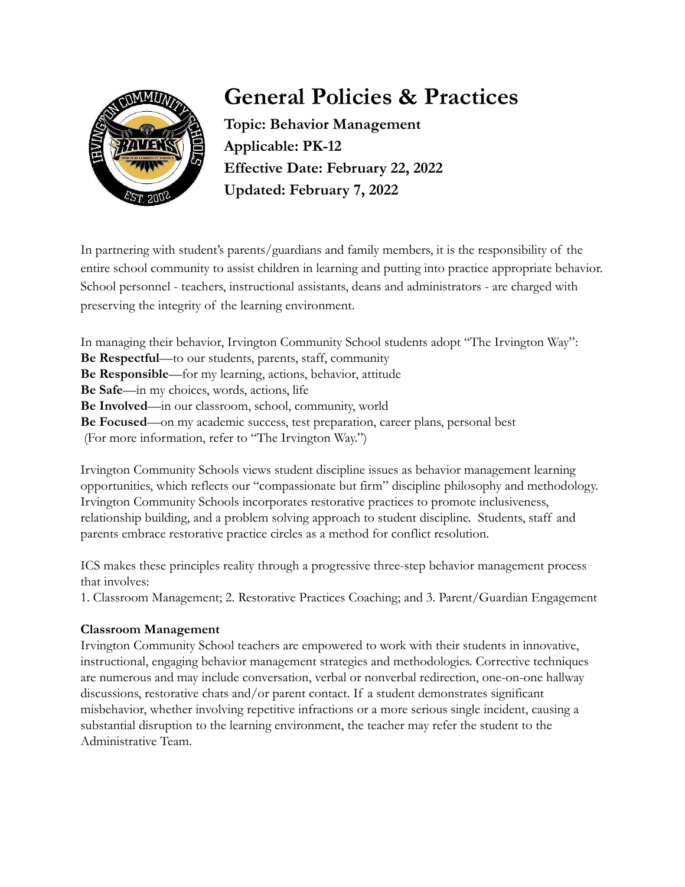# General Policies & Practices

**Topic: Behavior Management**
**Applicable: PK-12**
**Effective Date: February 22, 2022**
**Updated: February 7, 2022**

In partnering with student's parents/guardians and family members, it is the responsibility of the entire school community to assist children in learning and putting into practice appropriate behavior. School personnel - teachers, instructional assistants, deans and administrators - are charged with preserving the integrity of the learning environment.

In managing their behavior, Irvington Community School students adopt "The Irvington Way":
**Be Respectful**—to our students, parents, staff, community
**Be Responsible**—for my learning, actions, behavior, attitude
**Be Safe**—in my choices, words, actions, life
**Be Involved**—in our classroom, school, community, world
**Be Focused**—on my academic success, test preparation, career plans, personal best
(For more information, refer to "The Irvington Way.")

Irvington Community Schools views student discipline issues as behavior management learning opportunities, which reflects our "compassionate but firm" discipline philosophy and methodology. Irvington Community Schools incorporates restorative practices to promote inclusiveness, relationship building, and a problem solving approach to student discipline. Students, staff and parents embrace restorative practice circles as a method for conflict resolution.

ICS makes these principles reality through a progressive three-step behavior management process that involves:
1. Classroom Management; 2. Restorative Practices Coaching; and 3. Parent/Guardian Engagement

**Classroom Management**
Irvington Community School teachers are empowered to work with their students in innovative, instructional, engaging behavior management strategies and methodologies. Corrective techniques are numerous and may include conversation, verbal or nonverbal redirection, one-on-one hallway discussions, restorative chats and/or parent contact. If a student demonstrates significant misbehavior, whether involving repetitive infractions or a more serious single incident, causing a substantial disruption to the learning environment, the teacher may refer the student to the Administrative Team.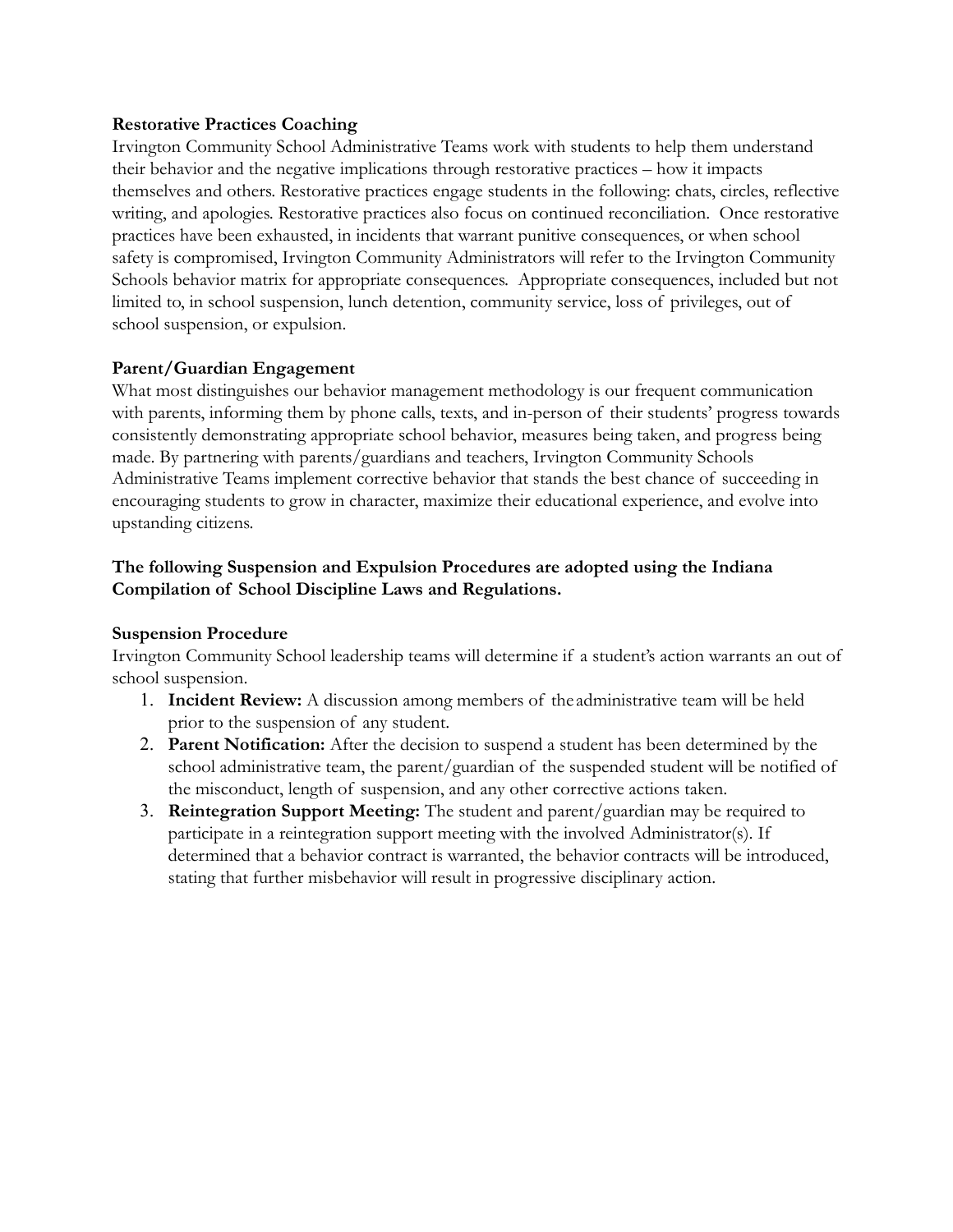**Restorative Practices Coaching**

Irvington Community School Administrative Teams work with students to help them understand their behavior and the negative implications through restorative practices – how it impacts themselves and others. Restorative practices engage students in the following: chats, circles, reflective writing, and apologies. Restorative practices also focus on continued reconciliation. Once restorative practices have been exhausted, in incidents that warrant punitive consequences, or when school safety is compromised, Irvington Community Administrators will refer to the Irvington Community Schools behavior matrix for appropriate consequences. Appropriate consequences, included but not limited to, in school suspension, lunch detention, community service, loss of privileges, out of school suspension, or expulsion.

**Parent/Guardian Engagement**

What most distinguishes our behavior management methodology is our frequent communication with parents, informing them by phone calls, texts, and in-person of their students' progress towards consistently demonstrating appropriate school behavior, measures being taken, and progress being made. By partnering with parents/guardians and teachers, Irvington Community Schools Administrative Teams implement corrective behavior that stands the best chance of succeeding in encouraging students to grow in character, maximize their educational experience, and evolve into upstanding citizens.

**The following Suspension and Expulsion Procedures are adopted using the Indiana Compilation of School Discipline Laws and Regulations.**

**Suspension Procedure**

Irvington Community School leadership teams will determine if a student's action warrants an out of school suspension.

1. **Incident Review:** A discussion among members of the administrative team will be held prior to the suspension of any student.
2. **Parent Notification:** After the decision to suspend a student has been determined by the school administrative team, the parent/guardian of the suspended student will be notified of the misconduct, length of suspension, and any other corrective actions taken.
3. **Reintegration Support Meeting:** The student and parent/guardian may be required to participate in a reintegration support meeting with the involved Administrator(s). If determined that a behavior contract is warranted, the behavior contracts will be introduced, stating that further misbehavior will result in progressive disciplinary action.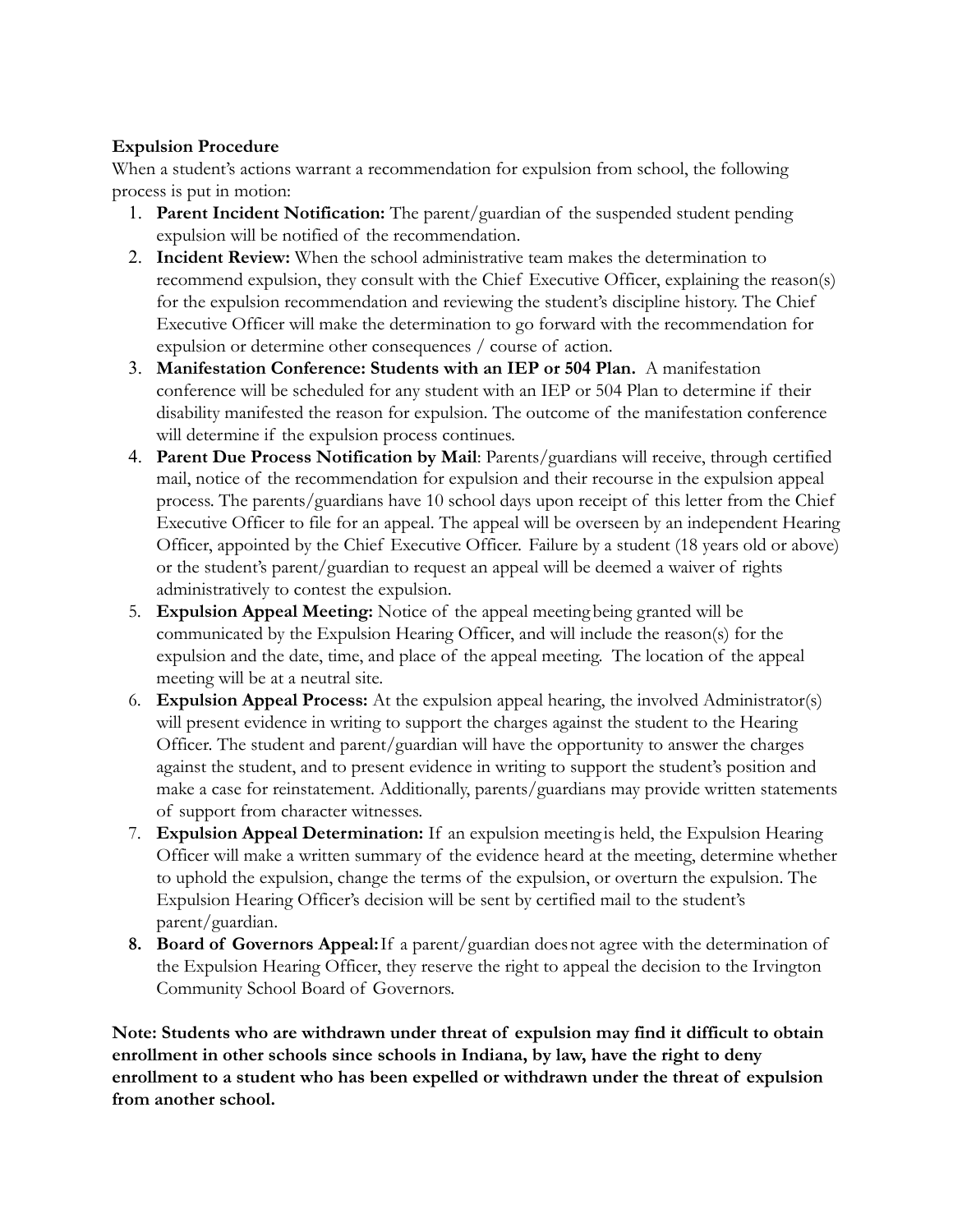**Expulsion Procedure**

When a student's actions warrant a recommendation for expulsion from school, the following process is put in motion:

1. **Parent Incident Notification:** The parent/guardian of the suspended student pending expulsion will be notified of the recommendation.
2. **Incident Review:** When the school administrative team makes the determination to recommend expulsion, they consult with the Chief Executive Officer, explaining the reason(s) for the expulsion recommendation and reviewing the student's discipline history. The Chief Executive Officer will make the determination to go forward with the recommendation for expulsion or determine other consequences / course of action.
3. **Manifestation Conference: Students with an IEP or 504 Plan.** A manifestation conference will be scheduled for any student with an IEP or 504 Plan to determine if their disability manifested the reason for expulsion. The outcome of the manifestation conference will determine if the expulsion process continues.
4. **Parent Due Process Notification by Mail**: Parents/guardians will receive, through certified mail, notice of the recommendation for expulsion and their recourse in the expulsion appeal process. The parents/guardians have 10 school days upon receipt of this letter from the Chief Executive Officer to file for an appeal. The appeal will be overseen by an independent Hearing Officer, appointed by the Chief Executive Officer. Failure by a student (18 years old or above) or the student's parent/guardian to request an appeal will be deemed a waiver of rights administratively to contest the expulsion.
5. **Expulsion Appeal Meeting:** Notice of the appeal meeting being granted will be communicated by the Expulsion Hearing Officer, and will include the reason(s) for the expulsion and the date, time, and place of the appeal meeting. The location of the appeal meeting will be at a neutral site.
6. **Expulsion Appeal Process:** At the expulsion appeal hearing, the involved Administrator(s) will present evidence in writing to support the charges against the student to the Hearing Officer. The student and parent/guardian will have the opportunity to answer the charges against the student, and to present evidence in writing to support the student's position and make a case for reinstatement. Additionally, parents/guardians may provide written statements of support from character witnesses.
7. **Expulsion Appeal Determination:** If an expulsion meeting is held, the Expulsion Hearing Officer will make a written summary of the evidence heard at the meeting, determine whether to uphold the expulsion, change the terms of the expulsion, or overturn the expulsion. The Expulsion Hearing Officer's decision will be sent by certified mail to the student's parent/guardian.
8. **Board of Governors Appeal:** If a parent/guardian does not agree with the determination of the Expulsion Hearing Officer, they reserve the right to appeal the decision to the Irvington Community School Board of Governors.

**Note: Students who are withdrawn under threat of expulsion may find it difficult to obtain enrollment in other schools since schools in Indiana, by law, have the right to deny enrollment to a student who has been expelled or withdrawn under the threat of expulsion from another school.**